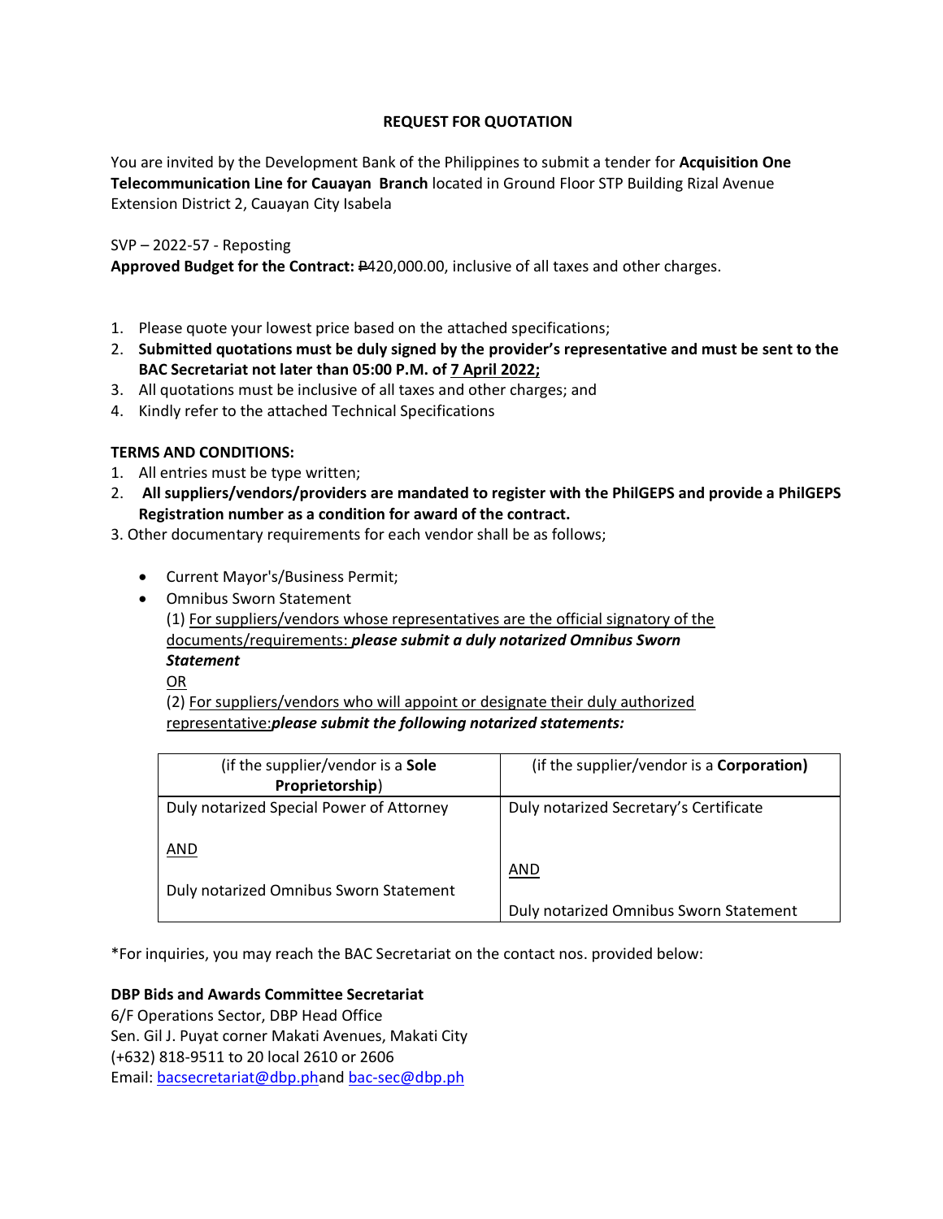# REQUEST FOR QUOTATION

You are invited by the Development Bank of the Philippines to submit a tender for **Acquisition One Telecommunication Line for Cauayan Branch** located in Ground Floor STP Building Rizal Avenue Extension District 2, Cauayan City Isabela

SVP – 2022-57 - Reposting

**Approved Budget for the Contract:** ₱420,000.00, inclusive of all taxes and other charges.

1. Please quote your lowest price based on the attached specifications;
2. **Submitted quotations must be duly signed by the provider's representative and must be sent to the BAC Secretariat not later than 05:00 P.M. of 7 April 2022;**
3. All quotations must be inclusive of all taxes and other charges; and
4. Kindly refer to the attached Technical Specifications

**TERMS AND CONDITIONS:**

1. All entries must be type written;
2. **All suppliers/vendors/providers are mandated to register with the PhilGEPS and provide a PhilGEPS Registration number as a condition for award of the contract.**
3. Other documentary requirements for each vendor shall be as follows;
   - Current Mayor's/Business Permit;
   - Omnibus Sworn Statement

     (1) For suppliers/vendors whose representatives are the official signatory of the documents/requirements: ***please submit a duly notarized Omnibus Sworn Statement***

     OR

     (2) For suppliers/vendors who will appoint or designate their duly authorized representative:***please submit the following notarized statements:***

| (if the supplier/vendor is a **Sole Proprietorship**) | (if the supplier/vendor is a **Corporation)** |
|---|---|
| Duly notarized Special Power of Attorney<br><br>AND<br><br>Duly notarized Omnibus Sworn Statement | Duly notarized Secretary's Certificate<br><br>AND<br><br>Duly notarized Omnibus Sworn Statement |

*For inquiries, you may reach the BAC Secretariat on the contact nos. provided below:

**DBP Bids and Awards Committee Secretariat**
6/F Operations Sector, DBP Head Office
Sen. Gil J. Puyat corner Makati Avenues, Makati City
(+632) 818-9511 to 20 local 2610 or 2606
Email: bacsecretariat@dbp.phand bac-sec@dbp.ph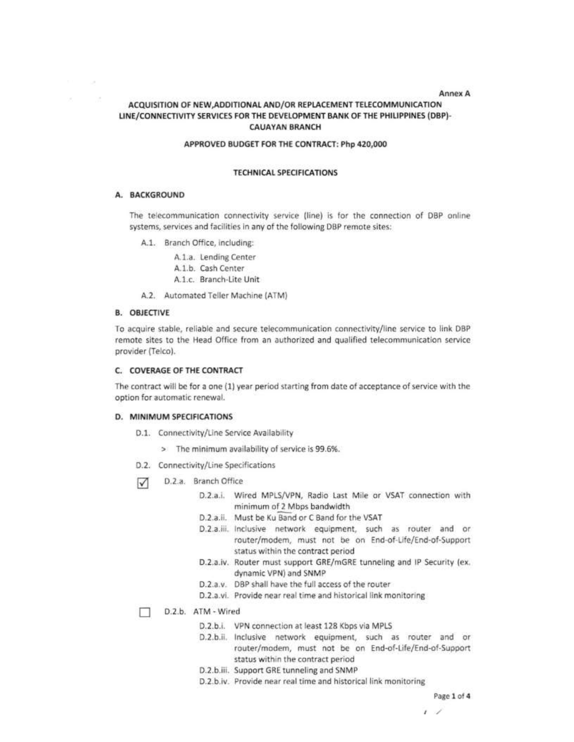Annex A

# ACQUISITION OF NEW,ADDITIONAL AND/OR REPLACEMENT TELECOMMUNICATION LINE/CONNECTIVITY SERVICES FOR THE DEVELOPMENT BANK OF THE PHILIPPINES (DBP)-CAUAYAN BRANCH

**APPROVED BUDGET FOR THE CONTRACT: Php 420,000**

## TECHNICAL SPECIFICATIONS

### A. BACKGROUND

The telecommunication connectivity service (line) is for the connection of DBP online systems, services and facilities in any of the following DBP remote sites:

- A.1. Branch Office, including:
  - A.1.a. Lending Center
  - A.1.b. Cash Center
  - A.1.c. Branch-Lite Unit
- A.2. Automated Teller Machine (ATM)

### B. OBJECTIVE

To acquire stable, reliable and secure telecommunication connectivity/line service to link DBP remote sites to the Head Office from an authorized and qualified telecommunication service provider (Telco).

### C. COVERAGE OF THE CONTRACT

The contract will be for a one (1) year period starting from date of acceptance of service with the option for automatic renewal.

### D. MINIMUM SPECIFICATIONS

- D.1. Connectivity/Line Service Availability
  - > The minimum availability of service is 99.6%.
- D.2. Connectivity/Line Specifications

☑ D.2.a. Branch Office

- D.2.a.i. Wired MPLS/VPN, Radio Last Mile or VSAT connection with minimum of 2 Mbps bandwidth
- D.2.a.ii. Must be Ku Band or C Band for the VSAT
- D.2.a.iii. Inclusive network equipment, such as router and or router/modem, must not be on End-of-Life/End-of-Support status within the contract period
- D.2.a.iv. Router must support GRE/mGRE tunneling and IP Security (ex. dynamic VPN) and SNMP
- D.2.a.v. DBP shall have the full access of the router
- D.2.a.vi. Provide near real time and historical link monitoring

☐ D.2.b. ATM - Wired

- D.2.b.i. VPN connection at least 128 Kbps via MPLS
- D.2.b.ii. Inclusive network equipment, such as router and or router/modem, must not be on End-of-Life/End-of-Support status within the contract period
- D.2.b.iii. Support GRE tunneling and SNMP
- D.2.b.iv. Provide near real time and historical link monitoring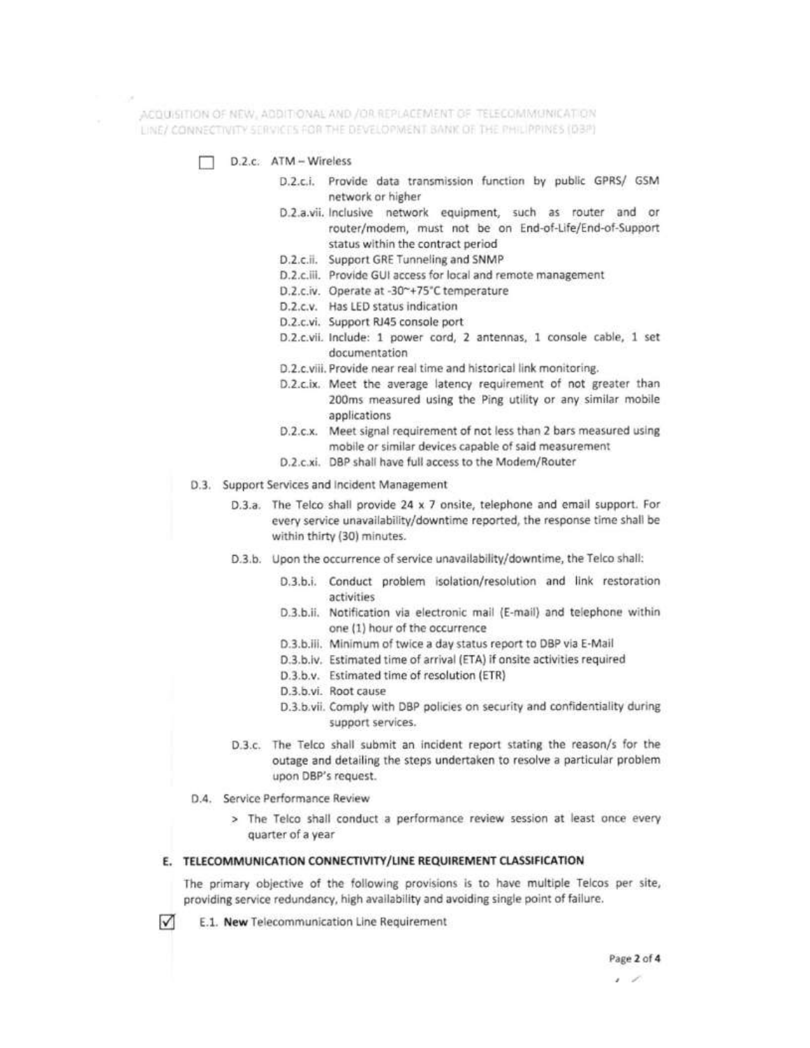☐ D.2.c. ATM – Wireless

- D.2.c.i. Provide data transmission function by public GPRS/ GSM network or higher
- D.2.a.vii. Inclusive network equipment, such as router and or router/modem, must not be on End-of-Life/End-of-Support status within the contract period
- D.2.c.ii. Support GRE Tunneling and SNMP
- D.2.c.iii. Provide GUI access for local and remote management
- D.2.c.iv. Operate at -30~+75°C temperature
- D.2.c.v. Has LED status indication
- D.2.c.vi. Support RJ45 console port
- D.2.c.vii. Include: 1 power cord, 2 antennas, 1 console cable, 1 set documentation
- D.2.c.viii. Provide near real time and historical link monitoring.
- D.2.c.ix. Meet the average latency requirement of not greater than 200ms measured using the Ping utility or any similar mobile applications
- D.2.c.x. Meet signal requirement of not less than 2 bars measured using mobile or similar devices capable of said measurement
- D.2.c.xi. DBP shall have full access to the Modem/Router

D.3. Support Services and Incident Management

- D.3.a. The Telco shall provide 24 x 7 onsite, telephone and email support. For every service unavailability/downtime reported, the response time shall be within thirty (30) minutes.
- D.3.b. Upon the occurrence of service unavailability/downtime, the Telco shall:
  - D.3.b.i. Conduct problem isolation/resolution and link restoration activities
  - D.3.b.ii. Notification via electronic mail (E-mail) and telephone within one (1) hour of the occurrence
  - D.3.b.iii. Minimum of twice a day status report to DBP via E-Mail
  - D.3.b.iv. Estimated time of arrival (ETA) if onsite activities required
  - D.3.b.v. Estimated time of resolution (ETR)
  - D.3.b.vi. Root cause
  - D.3.b.vii. Comply with DBP policies on security and confidentiality during support services.
- D.3.c. The Telco shall submit an incident report stating the reason/s for the outage and detailing the steps undertaken to resolve a particular problem upon DBP's request.

D.4. Service Performance Review

> The Telco shall conduct a performance review session at least once every quarter of a year

## E. TELECOMMUNICATION CONNECTIVITY/LINE REQUIREMENT CLASSIFICATION

The primary objective of the following provisions is to have multiple Telcos per site, providing service redundancy, high availability and avoiding single point of failure.

☑ E.1. **New** Telecommunication Line Requirement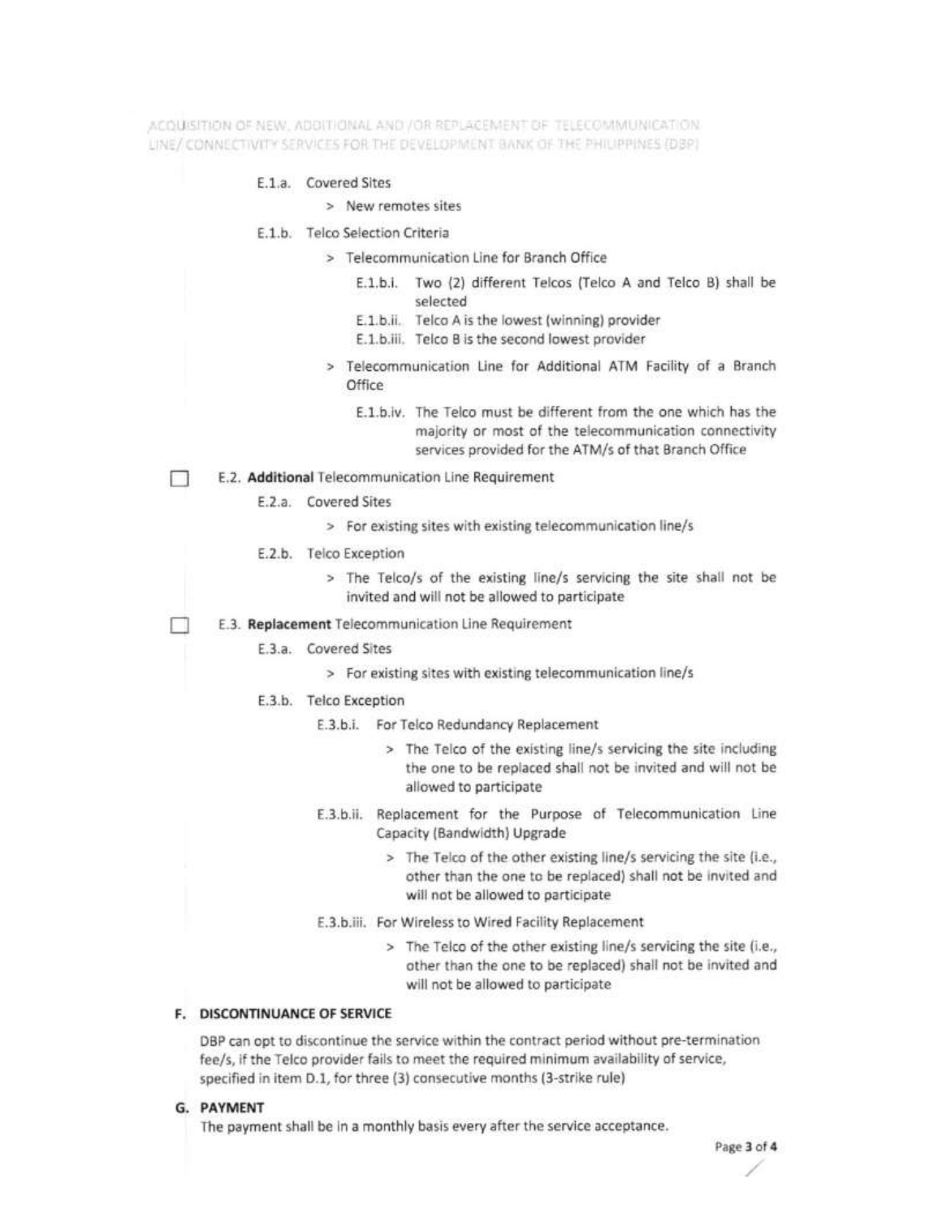E.1.a. Covered Sites

> New remotes sites

E.1.b. Telco Selection Criteria

> Telecommunication Line for Branch Office

E.1.b.i. Two (2) different Telcos (Telco A and Telco B) shall be selected

E.1.b.ii. Telco A is the lowest (winning) provider

E.1.b.iii. Telco B is the second lowest provider

> Telecommunication Line for Additional ATM Facility of a Branch Office

E.1.b.iv. The Telco must be different from the one which has the majority or most of the telecommunication connectivity services provided for the ATM/s of that Branch Office

☐ E.2. **Additional** Telecommunication Line Requirement

E.2.a. Covered Sites

> For existing sites with existing telecommunication line/s

E.2.b. Telco Exception

> The Telco/s of the existing line/s servicing the site shall not be invited and will not be allowed to participate

☐ E.3. **Replacement** Telecommunication Line Requirement

E.3.a. Covered Sites

> For existing sites with existing telecommunication line/s

E.3.b. Telco Exception

E.3.b.i. For Telco Redundancy Replacement

> The Telco of the existing line/s servicing the site including the one to be replaced shall not be invited and will not be allowed to participate

E.3.b.ii. Replacement for the Purpose of Telecommunication Line Capacity (Bandwidth) Upgrade

> The Telco of the other existing line/s servicing the site (i.e., other than the one to be replaced) shall not be invited and will not be allowed to participate

E.3.b.iii. For Wireless to Wired Facility Replacement

> The Telco of the other existing line/s servicing the site (i.e., other than the one to be replaced) shall not be invited and will not be allowed to participate

## F. DISCONTINUANCE OF SERVICE

DBP can opt to discontinue the service within the contract period without pre-termination fee/s, if the Telco provider fails to meet the required minimum availability of service, specified in item D.1, for three (3) consecutive months (3-strike rule)

## G. PAYMENT

The payment shall be in a monthly basis every after the service acceptance.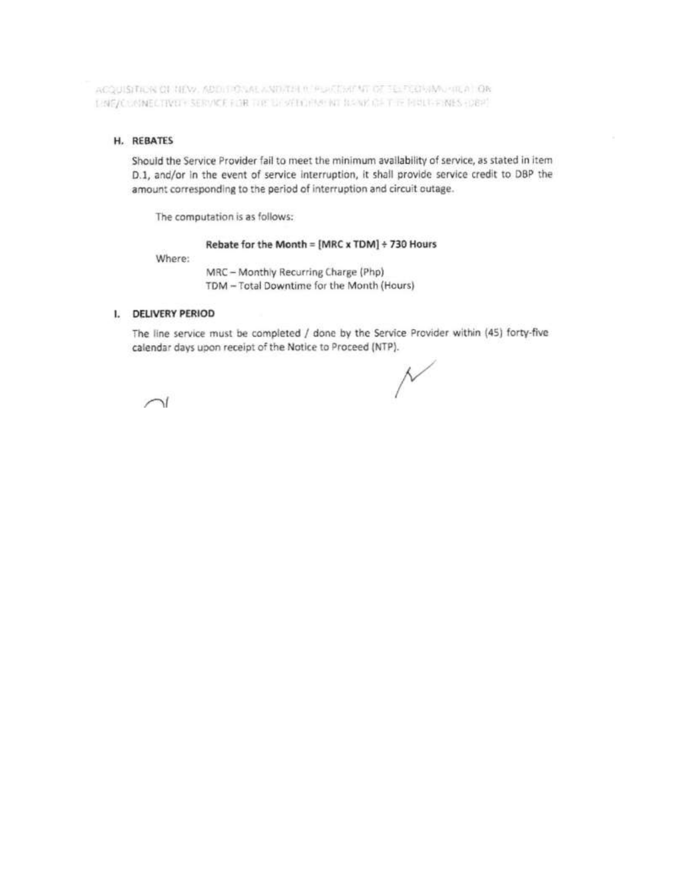## H. REBATES

Should the Service Provider fail to meet the minimum availability of service, as stated in item D.1, and/or in the event of service interruption, it shall provide service credit to DBP the amount corresponding to the period of interruption and circuit outage.

The computation is as follows:

**Rebate for the Month = [MRC x TDM] ÷ 730 Hours**

Where:

MRC – Monthly Recurring Charge (Php)
TDM – Total Downtime for the Month (Hours)

## I. DELIVERY PERIOD

The line service must be completed / done by the Service Provider within (45) forty-five calendar days upon receipt of the Notice to Proceed (NTP).